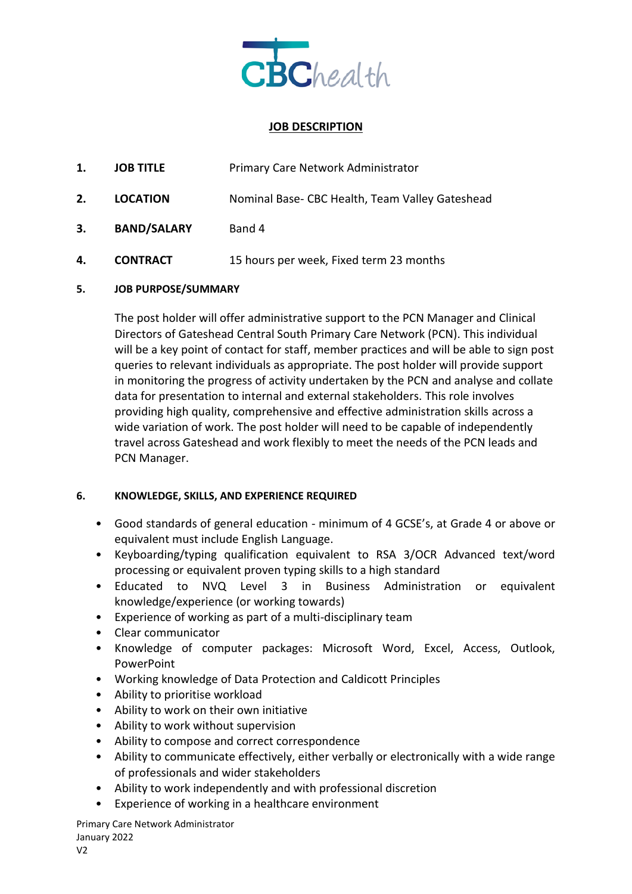CBChealth

# JOB DESCRIPTION

**1. JOB TITLE** Primary Care Network Administrator

**2. LOCATION** Nominal Base- CBC Health, Team Valley Gateshead

**3. BAND/SALARY** Band 4

**4. CONTRACT** 15 hours per week, Fixed term 23 months

**5. JOB PURPOSE/SUMMARY**

The post holder will offer administrative support to the PCN Manager and Clinical Directors of Gateshead Central South Primary Care Network (PCN). This individual will be a key point of contact for staff, member practices and will be able to sign post queries to relevant individuals as appropriate. The post holder will provide support in monitoring the progress of activity undertaken by the PCN and analyse and collate data for presentation to internal and external stakeholders. This role involves providing high quality, comprehensive and effective administration skills across a wide variation of work. The post holder will need to be capable of independently travel across Gateshead and work flexibly to meet the needs of the PCN leads and PCN Manager.

**6. KNOWLEDGE, SKILLS, AND EXPERIENCE REQUIRED**

- Good standards of general education - minimum of 4 GCSE's, at Grade 4 or above or equivalent must include English Language.
- Keyboarding/typing qualification equivalent to RSA 3/OCR Advanced text/word processing or equivalent proven typing skills to a high standard
- Educated to NVQ Level 3 in Business Administration or equivalent knowledge/experience (or working towards)
- Experience of working as part of a multi-disciplinary team
- Clear communicator
- Knowledge of computer packages: Microsoft Word, Excel, Access, Outlook, PowerPoint
- Working knowledge of Data Protection and Caldicott Principles
- Ability to prioritise workload
- Ability to work on their own initiative
- Ability to work without supervision
- Ability to compose and correct correspondence
- Ability to communicate effectively, either verbally or electronically with a wide range of professionals and wider stakeholders
- Ability to work independently and with professional discretion
- Experience of working in a healthcare environment

Primary Care Network Administrator
January 2022
V2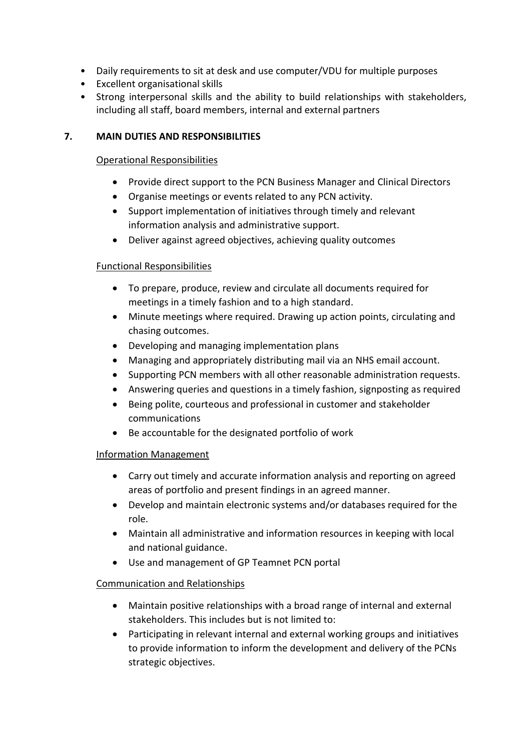- Daily requirements to sit at desk and use computer/VDU for multiple purposes
- Excellent organisational skills
- Strong interpersonal skills and the ability to build relationships with stakeholders, including all staff, board members, internal and external partners

## 7. MAIN DUTIES AND RESPONSIBILITIES

Operational Responsibilities

- Provide direct support to the PCN Business Manager and Clinical Directors
- Organise meetings or events related to any PCN activity.
- Support implementation of initiatives through timely and relevant information analysis and administrative support.
- Deliver against agreed objectives, achieving quality outcomes

Functional Responsibilities

- To prepare, produce, review and circulate all documents required for meetings in a timely fashion and to a high standard.
- Minute meetings where required. Drawing up action points, circulating and chasing outcomes.
- Developing and managing implementation plans
- Managing and appropriately distributing mail via an NHS email account.
- Supporting PCN members with all other reasonable administration requests.
- Answering queries and questions in a timely fashion, signposting as required
- Being polite, courteous and professional in customer and stakeholder communications
- Be accountable for the designated portfolio of work

Information Management

- Carry out timely and accurate information analysis and reporting on agreed areas of portfolio and present findings in an agreed manner.
- Develop and maintain electronic systems and/or databases required for the role.
- Maintain all administrative and information resources in keeping with local and national guidance.
- Use and management of GP Teamnet PCN portal

Communication and Relationships

- Maintain positive relationships with a broad range of internal and external stakeholders. This includes but is not limited to:
- Participating in relevant internal and external working groups and initiatives to provide information to inform the development and delivery of the PCNs strategic objectives.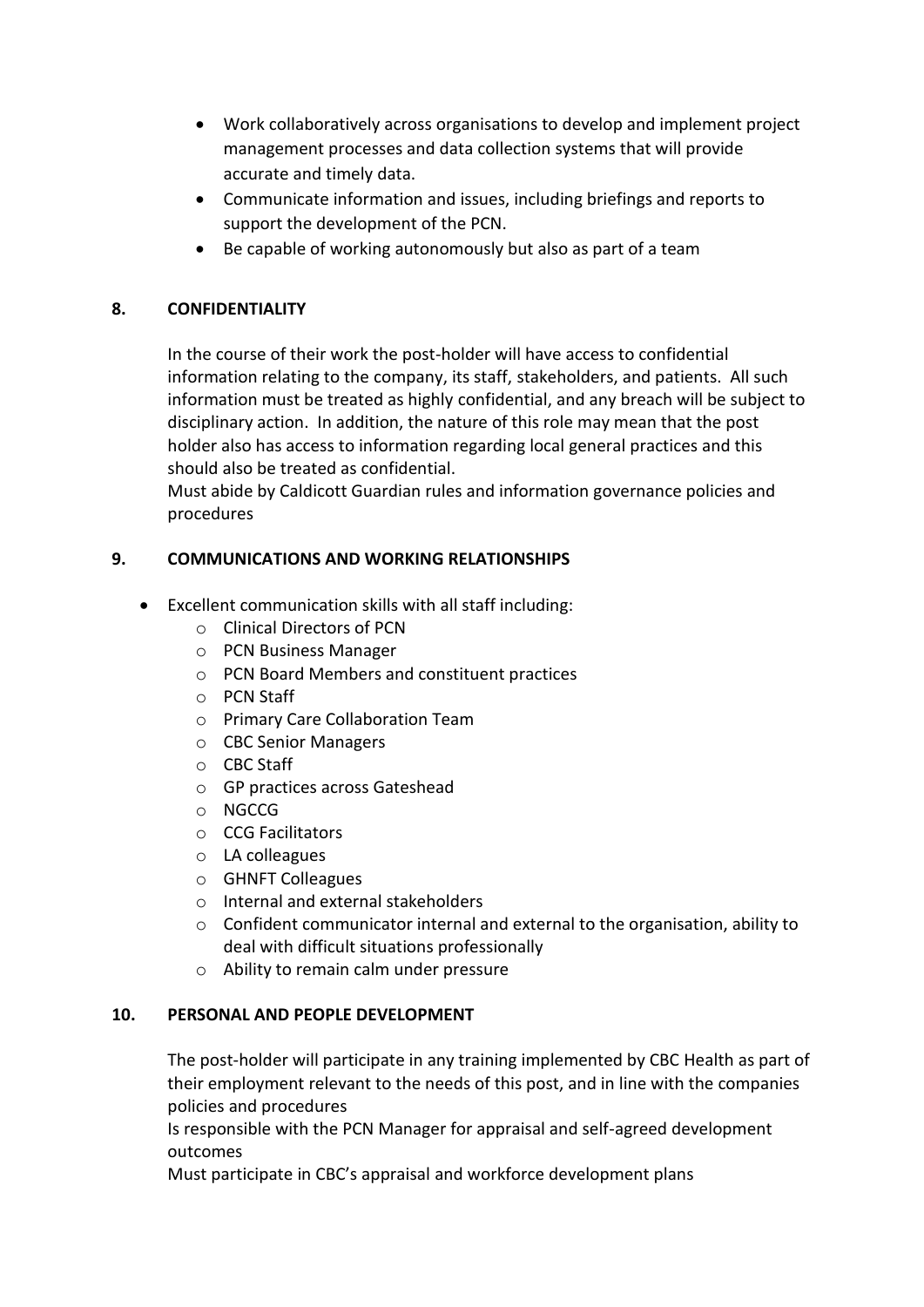- Work collaboratively across organisations to develop and implement project management processes and data collection systems that will provide accurate and timely data.
- Communicate information and issues, including briefings and reports to support the development of the PCN.
- Be capable of working autonomously but also as part of a team

## 8. CONFIDENTIALITY

In the course of their work the post-holder will have access to confidential information relating to the company, its staff, stakeholders, and patients. All such information must be treated as highly confidential, and any breach will be subject to disciplinary action. In addition, the nature of this role may mean that the post holder also has access to information regarding local general practices and this should also be treated as confidential.
Must abide by Caldicott Guardian rules and information governance policies and procedures

## 9. COMMUNICATIONS AND WORKING RELATIONSHIPS

- Excellent communication skills with all staff including:
  - Clinical Directors of PCN
  - PCN Business Manager
  - PCN Board Members and constituent practices
  - PCN Staff
  - Primary Care Collaboration Team
  - CBC Senior Managers
  - CBC Staff
  - GP practices across Gateshead
  - NGCCG
  - CCG Facilitators
  - LA colleagues
  - GHNFT Colleagues
  - Internal and external stakeholders
  - Confident communicator internal and external to the organisation, ability to deal with difficult situations professionally
  - Ability to remain calm under pressure

## 10. PERSONAL AND PEOPLE DEVELOPMENT

The post-holder will participate in any training implemented by CBC Health as part of their employment relevant to the needs of this post, and in line with the companies policies and procedures
Is responsible with the PCN Manager for appraisal and self-agreed development outcomes
Must participate in CBC's appraisal and workforce development plans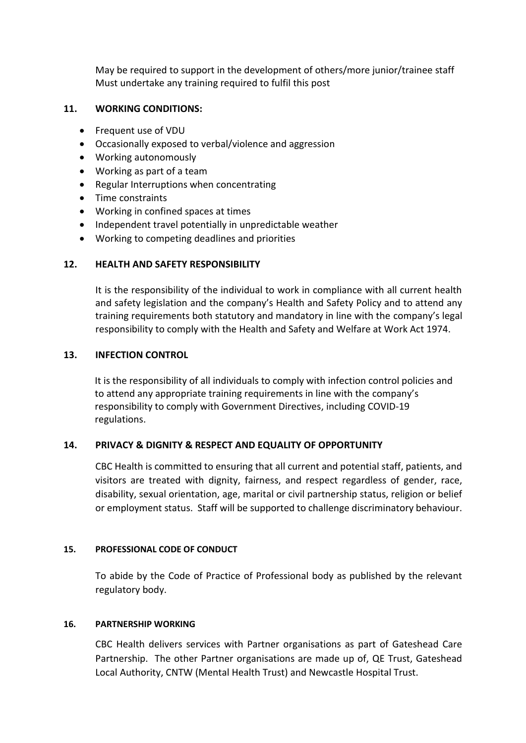May be required to support in the development of others/more junior/trainee staff
Must undertake any training required to fulfil this post

## 11. WORKING CONDITIONS:

- Frequent use of VDU
- Occasionally exposed to verbal/violence and aggression
- Working autonomously
- Working as part of a team
- Regular Interruptions when concentrating
- Time constraints
- Working in confined spaces at times
- Independent travel potentially in unpredictable weather
- Working to competing deadlines and priorities

## 12. HEALTH AND SAFETY RESPONSIBILITY

It is the responsibility of the individual to work in compliance with all current health and safety legislation and the company's Health and Safety Policy and to attend any training requirements both statutory and mandatory in line with the company's legal responsibility to comply with the Health and Safety and Welfare at Work Act 1974.

## 13. INFECTION CONTROL

It is the responsibility of all individuals to comply with infection control policies and to attend any appropriate training requirements in line with the company's responsibility to comply with Government Directives, including COVID-19 regulations.

## 14. PRIVACY & DIGNITY & RESPECT AND EQUALITY OF OPPORTUNITY

CBC Health is committed to ensuring that all current and potential staff, patients, and visitors are treated with dignity, fairness, and respect regardless of gender, race, disability, sexual orientation, age, marital or civil partnership status, religion or belief or employment status. Staff will be supported to challenge discriminatory behaviour.

## 15. PROFESSIONAL CODE OF CONDUCT

To abide by the Code of Practice of Professional body as published by the relevant regulatory body.

## 16. PARTNERSHIP WORKING

CBC Health delivers services with Partner organisations as part of Gateshead Care Partnership. The other Partner organisations are made up of, QE Trust, Gateshead Local Authority, CNTW (Mental Health Trust) and Newcastle Hospital Trust.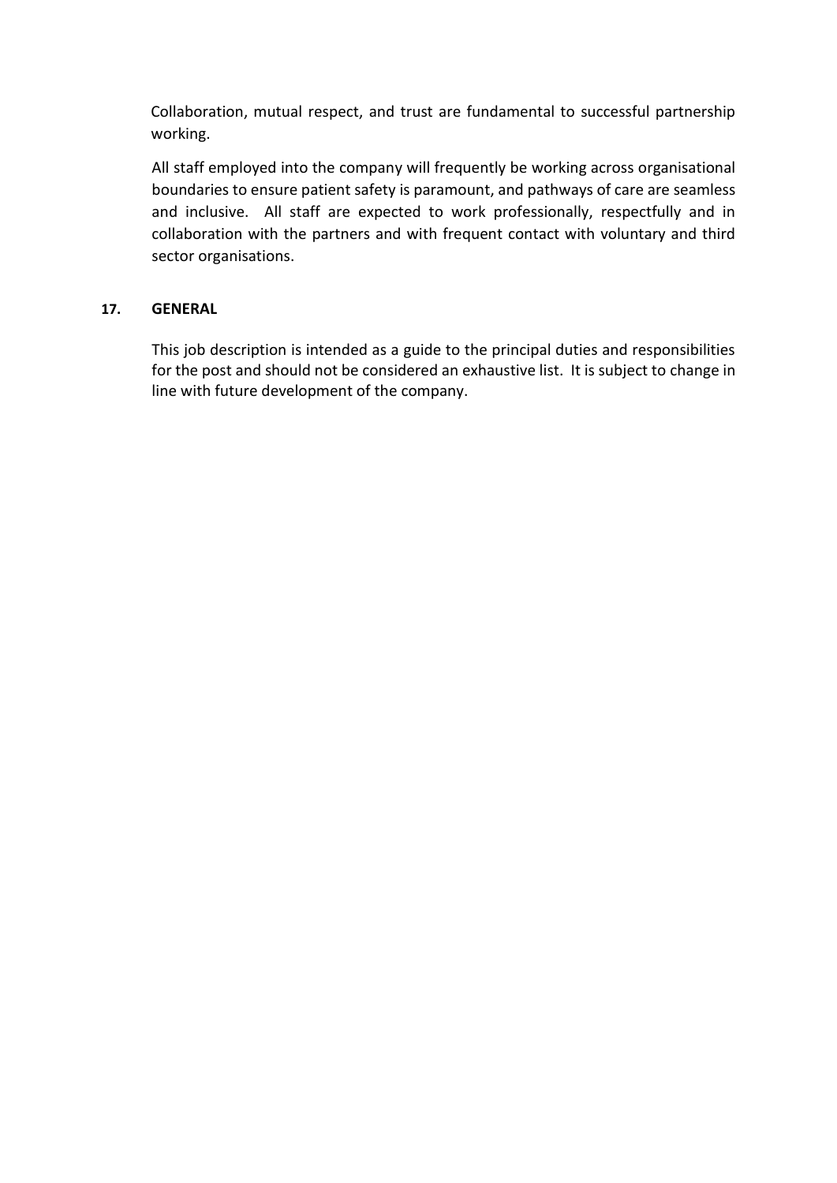Collaboration, mutual respect, and trust are fundamental to successful partnership working.

All staff employed into the company will frequently be working across organisational boundaries to ensure patient safety is paramount, and pathways of care are seamless and inclusive. All staff are expected to work professionally, respectfully and in collaboration with the partners and with frequent contact with voluntary and third sector organisations.

## 17. GENERAL

This job description is intended as a guide to the principal duties and responsibilities for the post and should not be considered an exhaustive list. It is subject to change in line with future development of the company.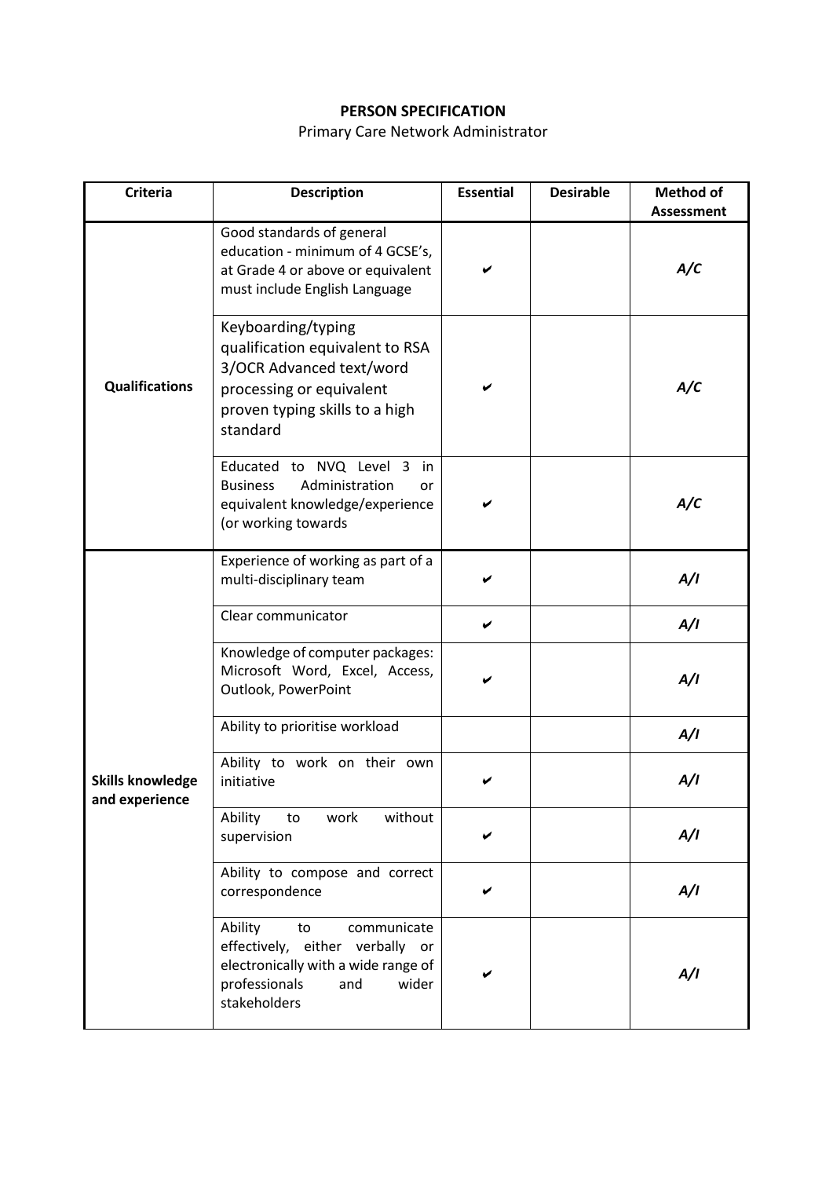**PERSON SPECIFICATION**

Primary Care Network Administrator

| Criteria | Description | Essential | Desirable | Method of Assessment |
|---|---|---|---|---|
| **Qualifications** | Good standards of general education - minimum of 4 GCSE's, at Grade 4 or above or equivalent must include English Language | ✔ | | ***A/C*** |
| | Keyboarding/typing qualification equivalent to RSA 3/OCR Advanced text/word processing or equivalent proven typing skills to a high standard | ✔ | | ***A/C*** |
| | Educated to NVQ Level 3 in Business Administration or equivalent knowledge/experience (or working towards | ✔ | | ***A/C*** |
| **Skills knowledge and experience** | Experience of working as part of a multi-disciplinary team | ✔ | | ***A/I*** |
| | Clear communicator | ✔ | | ***A/I*** |
| | Knowledge of computer packages: Microsoft Word, Excel, Access, Outlook, PowerPoint | ✔ | | ***A/I*** |
| | Ability to prioritise workload | | | ***A/I*** |
| | Ability to work on their own initiative | ✔ | | ***A/I*** |
| | Ability to work without supervision | ✔ | | ***A/I*** |
| | Ability to compose and correct correspondence | ✔ | | ***A/I*** |
| | Ability to communicate effectively, either verbally or electronically with a wide range of professionals and wider stakeholders | ✔ | | ***A/I*** |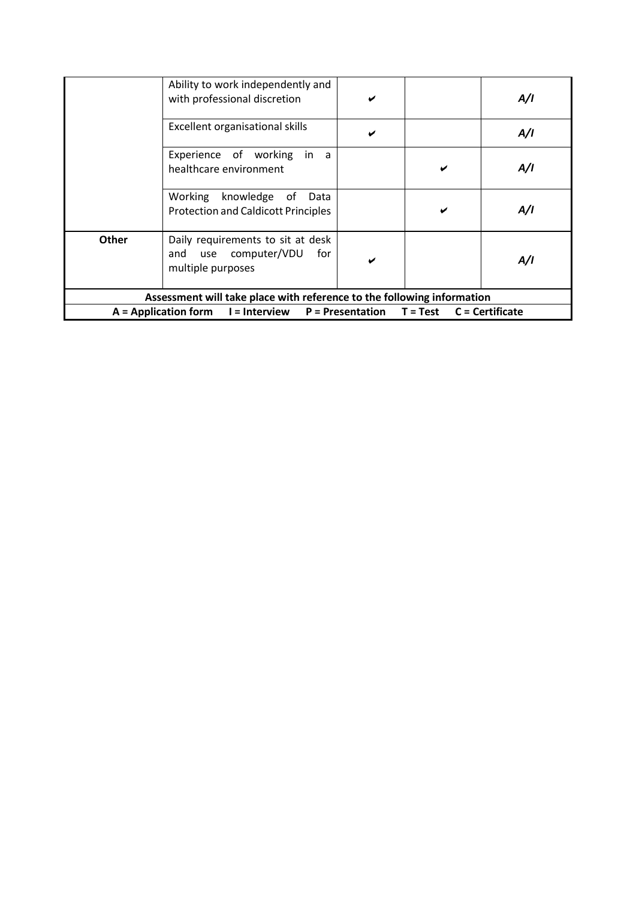| | | | | |
|---|---|---|---|---|
| | Ability to work independently and with professional discretion | ✔ | | ***A/I*** |
| | Excellent organisational skills | ✔ | | ***A/I*** |
| | Experience of working in a healthcare environment | | ✔ | ***A/I*** |
| | Working knowledge of Data Protection and Caldicott Principles | | ✔ | ***A/I*** |
| **Other** | Daily requirements to sit at desk and use computer/VDU for multiple purposes | ✔ | | ***A/I*** |
| **Assessment will take place with reference to the following information** | | | | |
| **A = Application form   I = Interview   P = Presentation   T = Test   C = Certificate** | | | | |